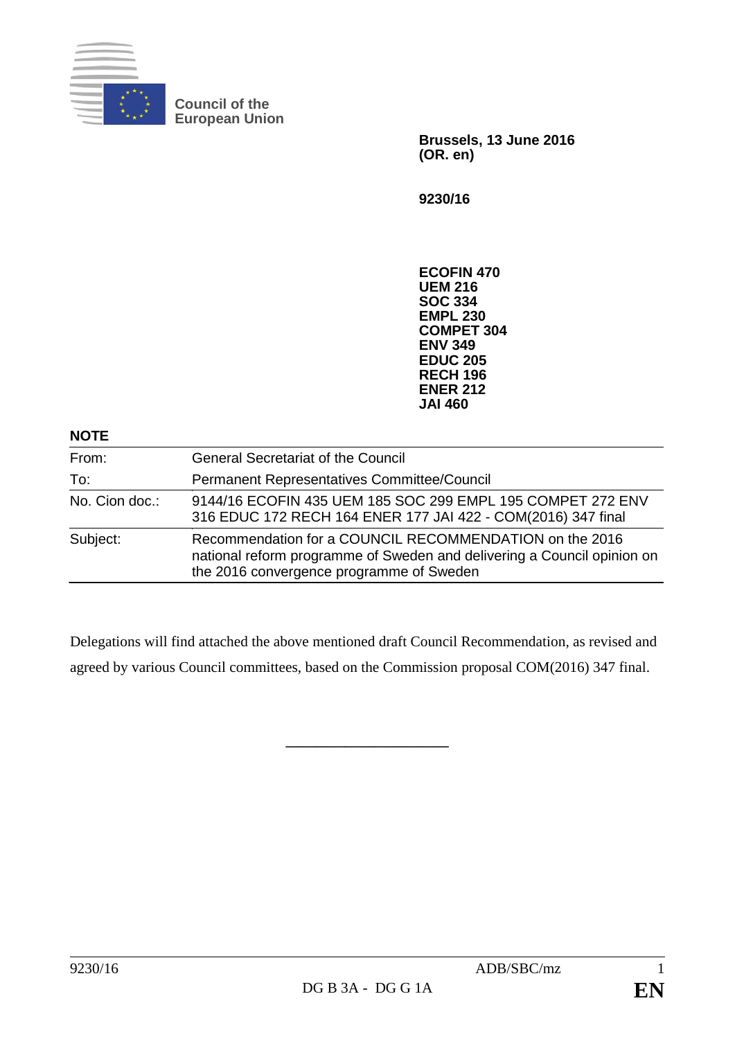**Council of the European Union**

**Brussels, 13 June 2016**
**(OR. en)**

**9230/16**

**ECOFIN 470**
**UEM 216**
**SOC 334**
**EMPL 230**
**COMPET 304**
**ENV 349**
**EDUC 205**
**RECH 196**
**ENER 212**
**JAI 460**

**NOTE**

| | |
|---|---|
| From: | General Secretariat of the Council |
| To: | Permanent Representatives Committee/Council |
| No. Cion doc.: | 9144/16 ECOFIN 435 UEM 185 SOC 299 EMPL 195 COMPET 272 ENV 316 EDUC 172 RECH 164 ENER 177 JAI 422 - COM(2016) 347 final |
| Subject: | Recommendation for a COUNCIL RECOMMENDATION on the 2016 national reform programme of Sweden and delivering a Council opinion on the 2016 convergence programme of Sweden |

Delegations will find attached the above mentioned draft Council Recommendation, as revised and agreed by various Council committees, based on the Commission proposal COM(2016) 347 final.

---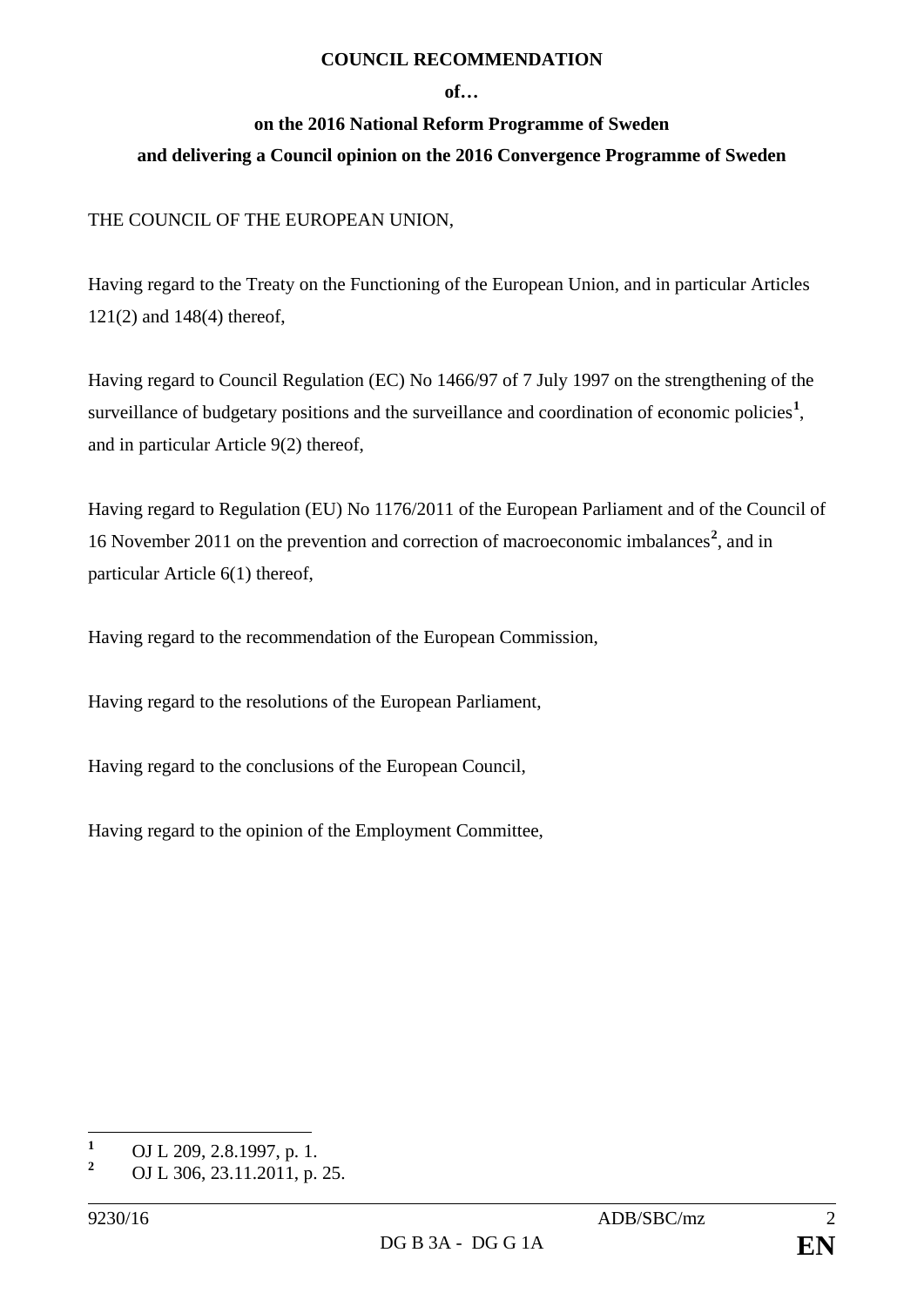**COUNCIL RECOMMENDATION**

**of…**

**on the 2016 National Reform Programme of Sweden**

**and delivering a Council opinion on the 2016 Convergence Programme of Sweden**

THE COUNCIL OF THE EUROPEAN UNION,

Having regard to the Treaty on the Functioning of the European Union, and in particular Articles 121(2) and 148(4) thereof,

Having regard to Council Regulation (EC) No 1466/97 of 7 July 1997 on the strengthening of the surveillance of budgetary positions and the surveillance and coordination of economic policies[1], and in particular Article 9(2) thereof,

Having regard to Regulation (EU) No 1176/2011 of the European Parliament and of the Council of 16 November 2011 on the prevention and correction of macroeconomic imbalances[2], and in particular Article 6(1) thereof,

Having regard to the recommendation of the European Commission,

Having regard to the resolutions of the European Parliament,

Having regard to the conclusions of the European Council,

Having regard to the opinion of the Employment Committee,

---

[1] OJ L 209, 2.8.1997, p. 1.

[2] OJ L 306, 23.11.2011, p. 25.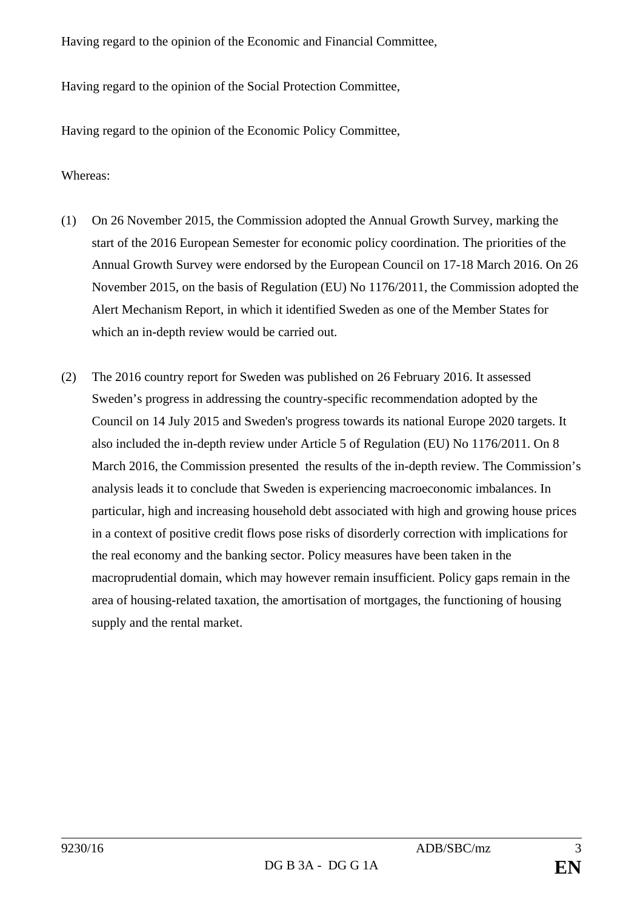Having regard to the opinion of the Economic and Financial Committee,

Having regard to the opinion of the Social Protection Committee,

Having regard to the opinion of the Economic Policy Committee,

Whereas:

(1) On 26 November 2015, the Commission adopted the Annual Growth Survey, marking the start of the 2016 European Semester for economic policy coordination. The priorities of the Annual Growth Survey were endorsed by the European Council on 17-18 March 2016. On 26 November 2015, on the basis of Regulation (EU) No 1176/2011, the Commission adopted the Alert Mechanism Report, in which it identified Sweden as one of the Member States for which an in-depth review would be carried out.

(2) The 2016 country report for Sweden was published on 26 February 2016. It assessed Sweden's progress in addressing the country-specific recommendation adopted by the Council on 14 July 2015 and Sweden's progress towards its national Europe 2020 targets. It also included the in-depth review under Article 5 of Regulation (EU) No 1176/2011. On 8 March 2016, the Commission presented the results of the in-depth review. The Commission's analysis leads it to conclude that Sweden is experiencing macroeconomic imbalances. In particular, high and increasing household debt associated with high and growing house prices in a context of positive credit flows pose risks of disorderly correction with implications for the real economy and the banking sector. Policy measures have been taken in the macroprudential domain, which may however remain insufficient. Policy gaps remain in the area of housing-related taxation, the amortisation of mortgages, the functioning of housing supply and the rental market.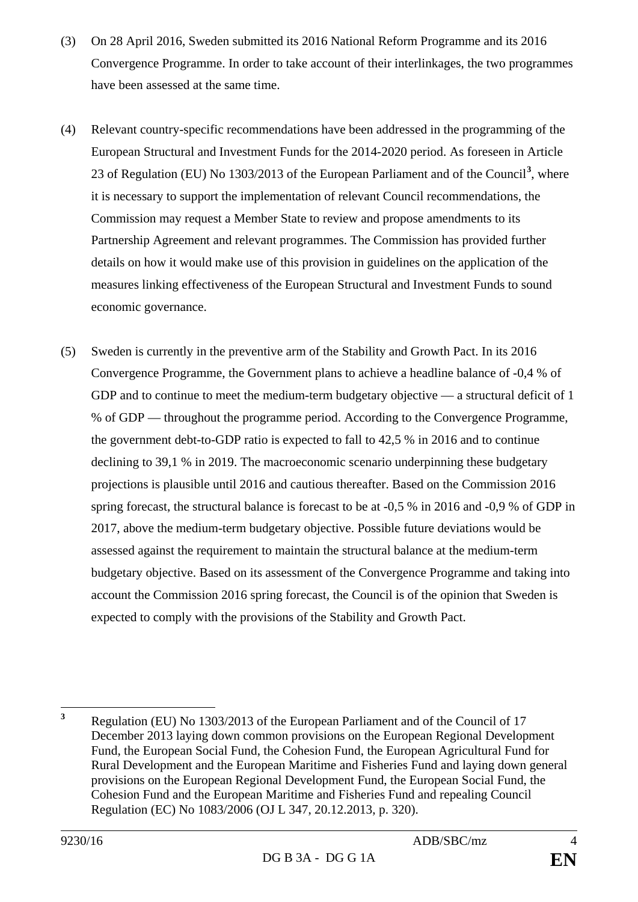(3) On 28 April 2016, Sweden submitted its 2016 National Reform Programme and its 2016 Convergence Programme. In order to take account of their interlinkages, the two programmes have been assessed at the same time.

(4) Relevant country-specific recommendations have been addressed in the programming of the European Structural and Investment Funds for the 2014-2020 period. As foreseen in Article 23 of Regulation (EU) No 1303/2013 of the European Parliament and of the Council[3], where it is necessary to support the implementation of relevant Council recommendations, the Commission may request a Member State to review and propose amendments to its Partnership Agreement and relevant programmes. The Commission has provided further details on how it would make use of this provision in guidelines on the application of the measures linking effectiveness of the European Structural and Investment Funds to sound economic governance.

(5) Sweden is currently in the preventive arm of the Stability and Growth Pact. In its 2016 Convergence Programme, the Government plans to achieve a headline balance of -0,4 % of GDP and to continue to meet the medium-term budgetary objective — a structural deficit of 1 % of GDP — throughout the programme period. According to the Convergence Programme, the government debt-to-GDP ratio is expected to fall to 42,5 % in 2016 and to continue declining to 39,1 % in 2019. The macroeconomic scenario underpinning these budgetary projections is plausible until 2016 and cautious thereafter. Based on the Commission 2016 spring forecast, the structural balance is forecast to be at -0,5 % in 2016 and -0,9 % of GDP in 2017, above the medium-term budgetary objective. Possible future deviations would be assessed against the requirement to maintain the structural balance at the medium-term budgetary objective. Based on its assessment of the Convergence Programme and taking into account the Commission 2016 spring forecast, the Council is of the opinion that Sweden is expected to comply with the provisions of the Stability and Growth Pact.

[3] Regulation (EU) No 1303/2013 of the European Parliament and of the Council of 17 December 2013 laying down common provisions on the European Regional Development Fund, the European Social Fund, the Cohesion Fund, the European Agricultural Fund for Rural Development and the European Maritime and Fisheries Fund and laying down general provisions on the European Regional Development Fund, the European Social Fund, the Cohesion Fund and the European Maritime and Fisheries Fund and repealing Council Regulation (EC) No 1083/2006 (OJ L 347, 20.12.2013, p. 320).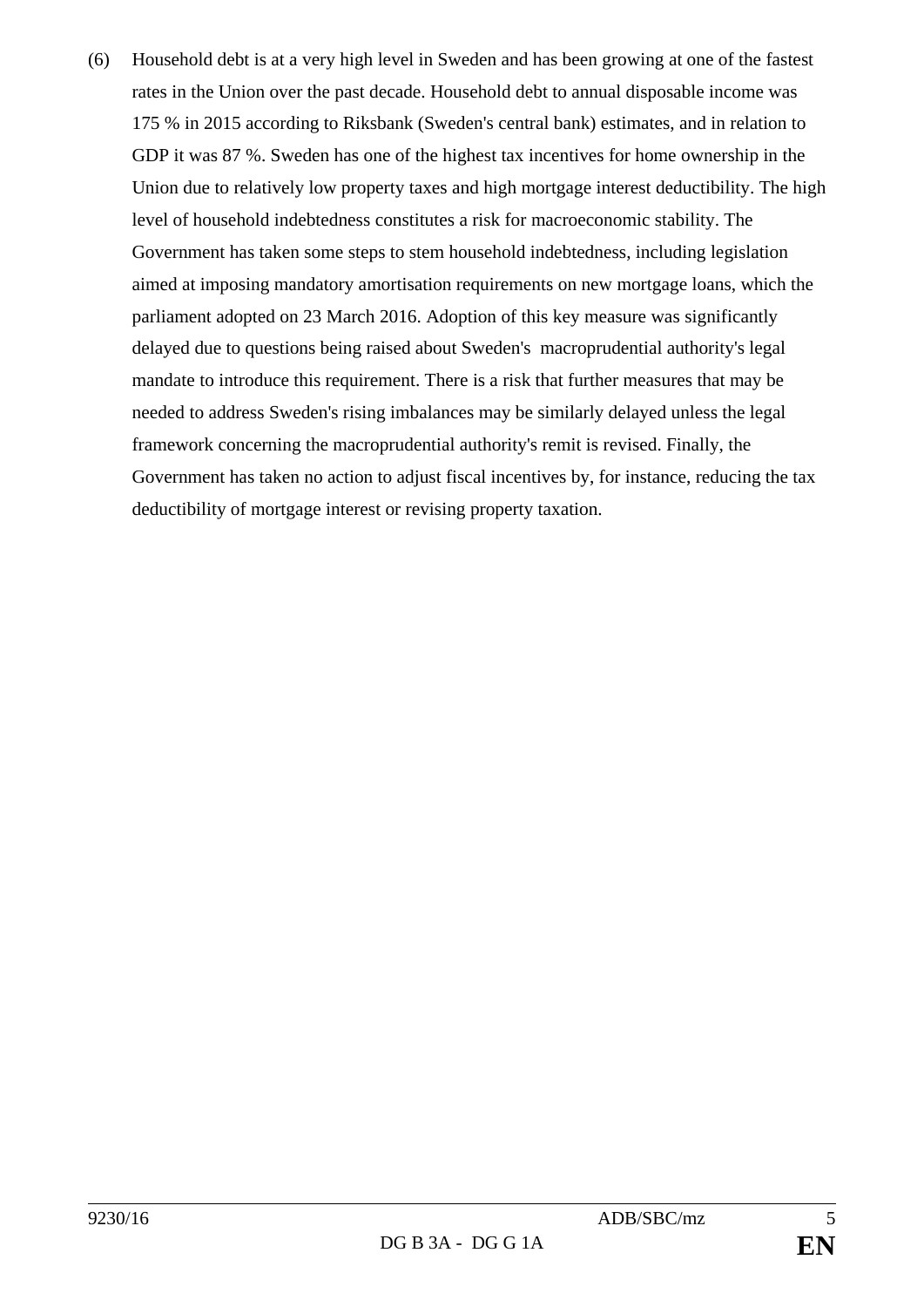(6) Household debt is at a very high level in Sweden and has been growing at one of the fastest rates in the Union over the past decade. Household debt to annual disposable income was 175 % in 2015 according to Riksbank (Sweden's central bank) estimates, and in relation to GDP it was 87 %. Sweden has one of the highest tax incentives for home ownership in the Union due to relatively low property taxes and high mortgage interest deductibility. The high level of household indebtedness constitutes a risk for macroeconomic stability. The Government has taken some steps to stem household indebtedness, including legislation aimed at imposing mandatory amortisation requirements on new mortgage loans, which the parliament adopted on 23 March 2016. Adoption of this key measure was significantly delayed due to questions being raised about Sweden's macroprudential authority's legal mandate to introduce this requirement. There is a risk that further measures that may be needed to address Sweden's rising imbalances may be similarly delayed unless the legal framework concerning the macroprudential authority's remit is revised. Finally, the Government has taken no action to adjust fiscal incentives by, for instance, reducing the tax deductibility of mortgage interest or revising property taxation.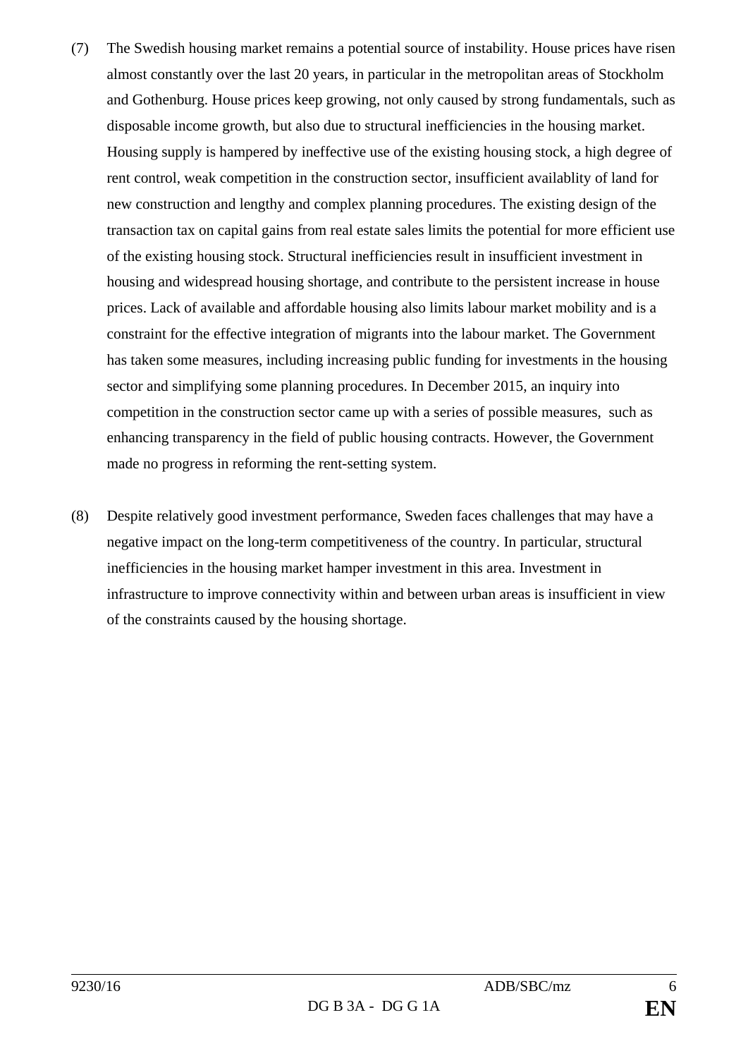(7) The Swedish housing market remains a potential source of instability. House prices have risen almost constantly over the last 20 years, in particular in the metropolitan areas of Stockholm and Gothenburg. House prices keep growing, not only caused by strong fundamentals, such as disposable income growth, but also due to structural inefficiencies in the housing market. Housing supply is hampered by ineffective use of the existing housing stock, a high degree of rent control, weak competition in the construction sector, insufficient availablity of land for new construction and lengthy and complex planning procedures. The existing design of the transaction tax on capital gains from real estate sales limits the potential for more efficient use of the existing housing stock. Structural inefficiencies result in insufficient investment in housing and widespread housing shortage, and contribute to the persistent increase in house prices. Lack of available and affordable housing also limits labour market mobility and is a constraint for the effective integration of migrants into the labour market. The Government has taken some measures, including increasing public funding for investments in the housing sector and simplifying some planning procedures. In December 2015, an inquiry into competition in the construction sector came up with a series of possible measures, such as enhancing transparency in the field of public housing contracts. However, the Government made no progress in reforming the rent-setting system.

(8) Despite relatively good investment performance, Sweden faces challenges that may have a negative impact on the long-term competitiveness of the country. In particular, structural inefficiencies in the housing market hamper investment in this area. Investment in infrastructure to improve connectivity within and between urban areas is insufficient in view of the constraints caused by the housing shortage.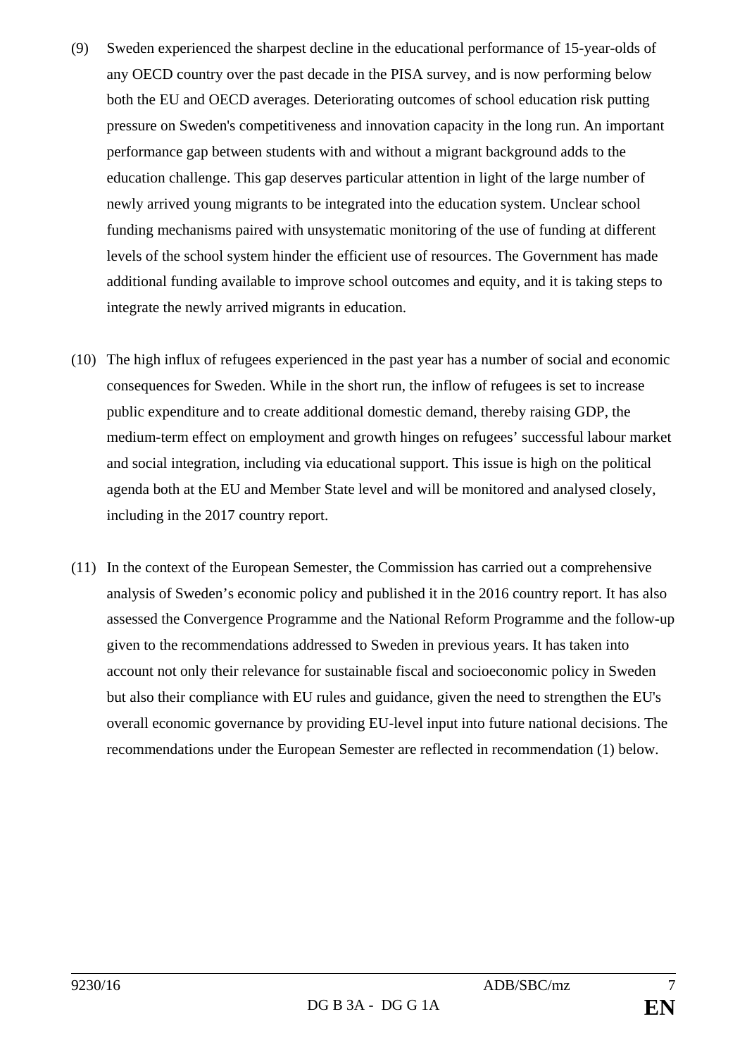(9) Sweden experienced the sharpest decline in the educational performance of 15-year-olds of any OECD country over the past decade in the PISA survey, and is now performing below both the EU and OECD averages. Deteriorating outcomes of school education risk putting pressure on Sweden's competitiveness and innovation capacity in the long run. An important performance gap between students with and without a migrant background adds to the education challenge. This gap deserves particular attention in light of the large number of newly arrived young migrants to be integrated into the education system. Unclear school funding mechanisms paired with unsystematic monitoring of the use of funding at different levels of the school system hinder the efficient use of resources. The Government has made additional funding available to improve school outcomes and equity, and it is taking steps to integrate the newly arrived migrants in education.

(10) The high influx of refugees experienced in the past year has a number of social and economic consequences for Sweden. While in the short run, the inflow of refugees is set to increase public expenditure and to create additional domestic demand, thereby raising GDP, the medium-term effect on employment and growth hinges on refugees' successful labour market and social integration, including via educational support. This issue is high on the political agenda both at the EU and Member State level and will be monitored and analysed closely, including in the 2017 country report.

(11) In the context of the European Semester, the Commission has carried out a comprehensive analysis of Sweden's economic policy and published it in the 2016 country report. It has also assessed the Convergence Programme and the National Reform Programme and the follow-up given to the recommendations addressed to Sweden in previous years. It has taken into account not only their relevance for sustainable fiscal and socioeconomic policy in Sweden but also their compliance with EU rules and guidance, given the need to strengthen the EU's overall economic governance by providing EU-level input into future national decisions. The recommendations under the European Semester are reflected in recommendation (1) below.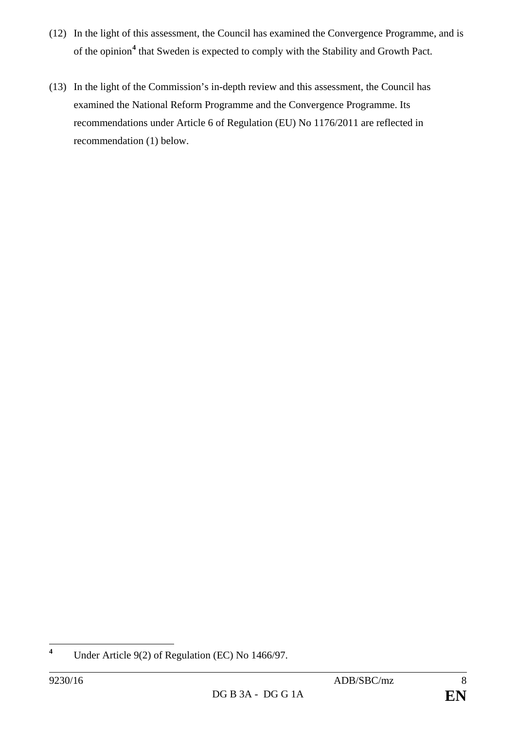(12) In the light of this assessment, the Council has examined the Convergence Programme, and is of the opinion[4] that Sweden is expected to comply with the Stability and Growth Pact.

(13) In the light of the Commission's in-depth review and this assessment, the Council has examined the National Reform Programme and the Convergence Programme. Its recommendations under Article 6 of Regulation (EU) No 1176/2011 are reflected in recommendation (1) below.

---

[4] Under Article 9(2) of Regulation (EC) No 1466/97.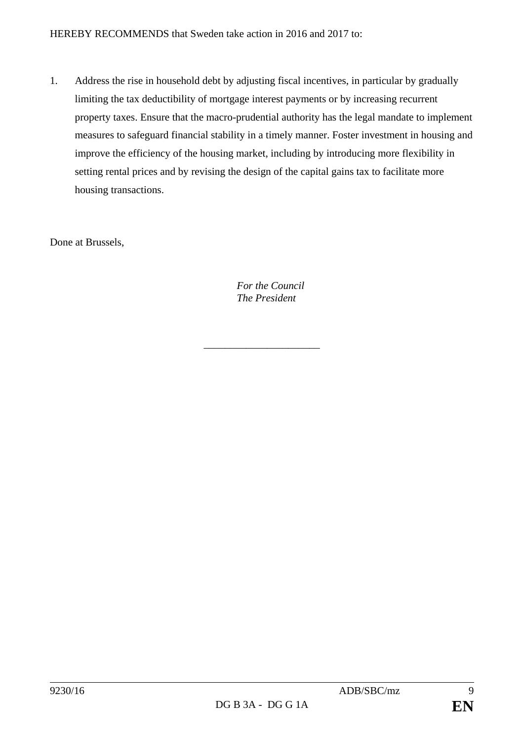HEREBY RECOMMENDS that Sweden take action in 2016 and 2017 to:

1. Address the rise in household debt by adjusting fiscal incentives, in particular by gradually limiting the tax deductibility of mortgage interest payments or by increasing recurrent property taxes. Ensure that the macro-prudential authority has the legal mandate to implement measures to safeguard financial stability in a timely manner. Foster investment in housing and improve the efficiency of the housing market, including by introducing more flexibility in setting rental prices and by revising the design of the capital gains tax to facilitate more housing transactions.

Done at Brussels,

*For the Council*
*The President*